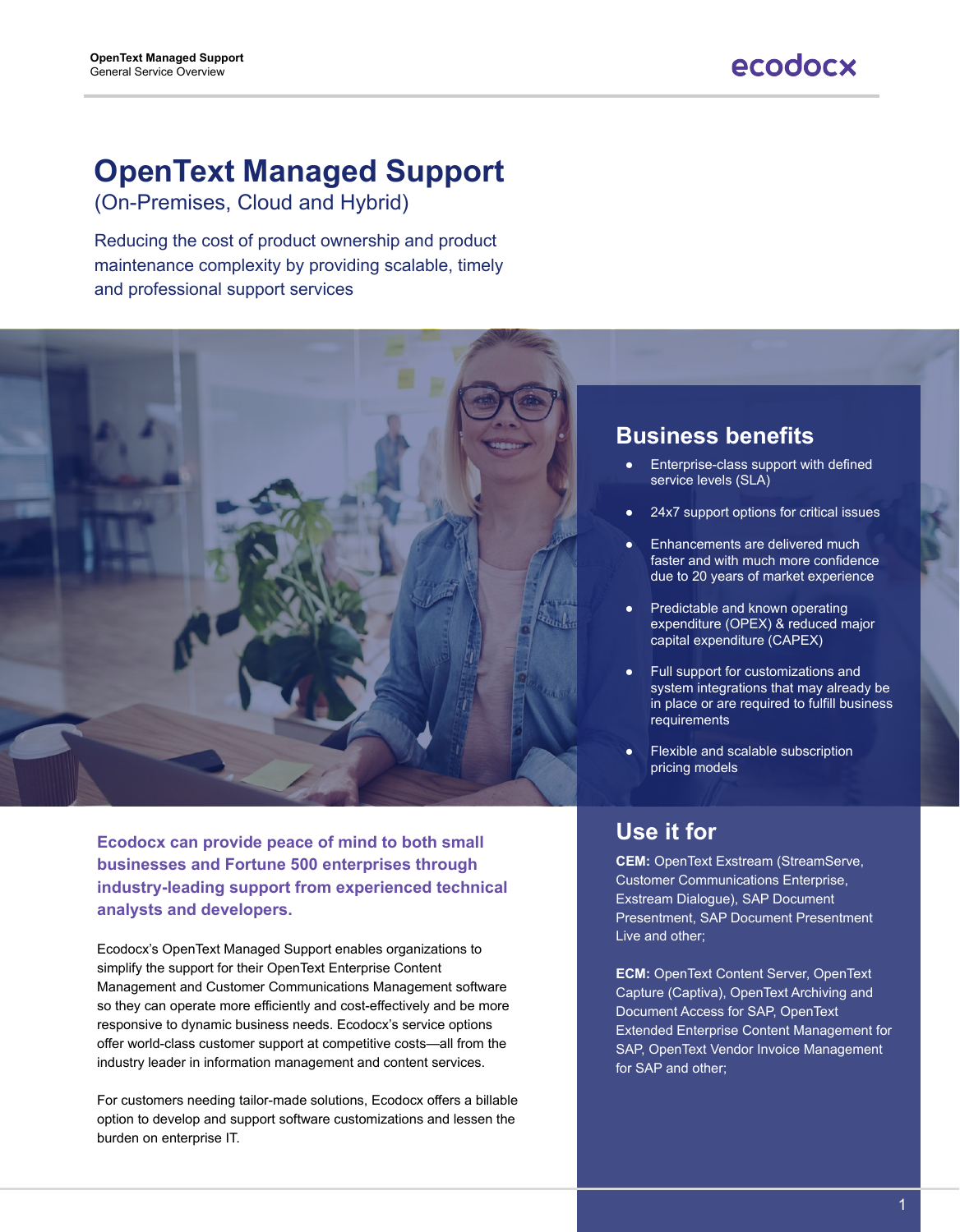# OpenText Managed Support

(On-Premises, Cloud and Hybrid)

Reducing the cost of product ownership and product maintenance complexity by providing scalable, timely and professional support services

## Business benefits

- Enterprise-class support with defined service levels (SLA)
- 24x7 support options for critical issues
- Enhancements are delivered much faster and with much more confidence due to 20 years of market experience
- Predictable and known operating expenditure (OPEX) & reduced major capital expenditure (CAPEX)
- Full support for customizations and system integrations that may already be in place or are required to fulfill business requirements
- Flexible and scalable subscription pricing models

**Ecodocx can provide peace of mind to both small businesses and Fortune 500 enterprises through industry-leading support from experienced technical analysts and developers.**

Ecodocx's OpenText Managed Support enables organizations to simplify the support for their OpenText Enterprise Content Management and Customer Communications Management software so they can operate more efficiently and cost-effectively and be more responsive to dynamic business needs. Ecodocx's service options offer world-class customer support at competitive costs—all from the industry leader in information management and content services.

For customers needing tailor-made solutions, Ecodocx offers a billable option to develop and support software customizations and lessen the burden on enterprise IT.

## Use it for

**CEM:** OpenText Exstream (StreamServe, Customer Communications Enterprise, Exstream Dialogue), SAP Document Presentment, SAP Document Presentment Live and other;

**ECM:** OpenText Content Server, OpenText Capture (Captiva), OpenText Archiving and Document Access for SAP, OpenText Extended Enterprise Content Management for SAP, OpenText Vendor Invoice Management for SAP and other;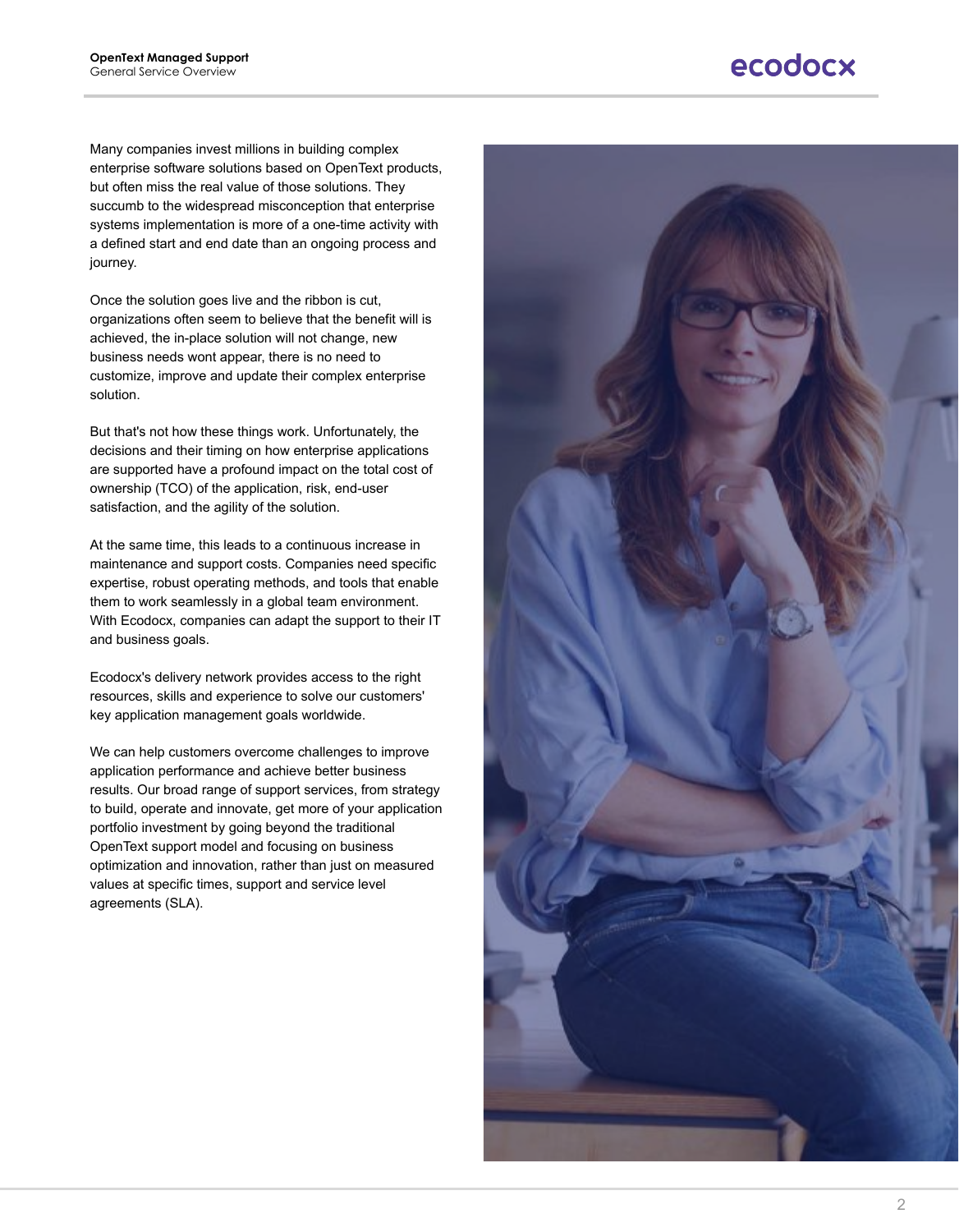Many companies invest millions in building complex enterprise software solutions based on OpenText products, but often miss the real value of those solutions. They succumb to the widespread misconception that enterprise systems implementation is more of a one-time activity with a defined start and end date than an ongoing process and journey.

Once the solution goes live and the ribbon is cut, organizations often seem to believe that the benefit will is achieved, the in-place solution will not change, new business needs wont appear, there is no need to customize, improve and update their complex enterprise solution.

But that's not how these things work. Unfortunately, the decisions and their timing on how enterprise applications are supported have a profound impact on the total cost of ownership (TCO) of the application, risk, end-user satisfaction, and the agility of the solution.

At the same time, this leads to a continuous increase in maintenance and support costs. Companies need specific expertise, robust operating methods, and tools that enable them to work seamlessly in a global team environment. With Ecodocx, companies can adapt the support to their IT and business goals.

Ecodocx's delivery network provides access to the right resources, skills and experience to solve our customers' key application management goals worldwide.

We can help customers overcome challenges to improve application performance and achieve better business results. Our broad range of support services, from strategy to build, operate and innovate, get more of your application portfolio investment by going beyond the traditional OpenText support model and focusing on business optimization and innovation, rather than just on measured values at specific times, support and service level agreements (SLA).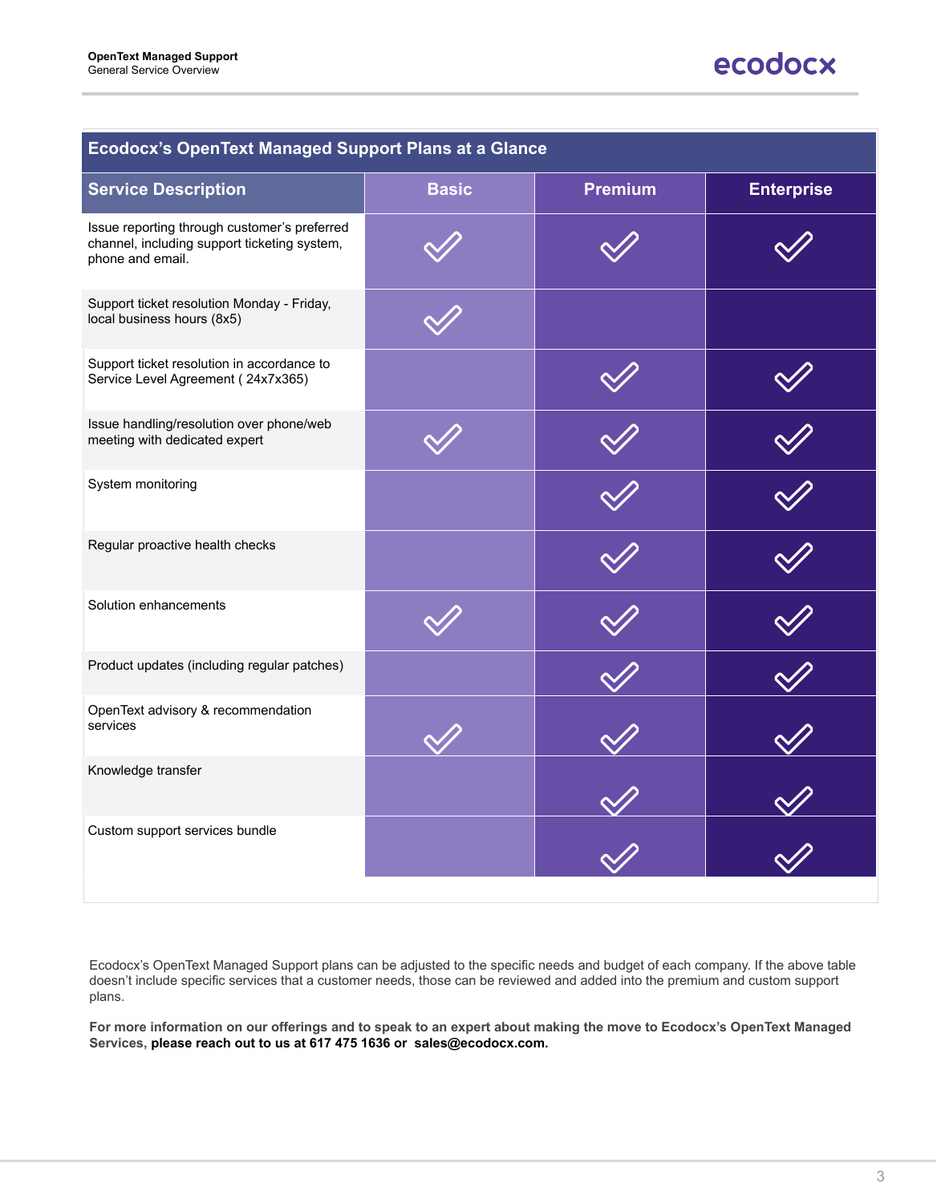| Ecodocx's OpenText Managed Support Plans at a Glance | | | |
|---|---|---|---|
| **Service Description** | **Basic** | **Premium** | **Enterprise** |
| Issue reporting through customer's preferred channel, including support ticketing system, phone and email. | ✓ | ✓ | ✓ |
| Support ticket resolution Monday - Friday, local business hours (8x5) | ✓ | | |
| Support ticket resolution in accordance to Service Level Agreement ( 24x7x365) | | ✓ | ✓ |
| Issue handling/resolution over phone/web meeting with dedicated expert | ✓ | ✓ | ✓ |
| System monitoring | | ✓ | ✓ |
| Regular proactive health checks | | ✓ | ✓ |
| Solution enhancements | ✓ | ✓ | ✓ |
| Product updates (including regular patches) | | ✓ | ✓ |
| OpenText advisory & recommendation services | ✓ | ✓ | ✓ |
| Knowledge transfer | | ✓ | ✓ |
| Custom support services bundle | | ✓ | ✓ |

Ecodocx's OpenText Managed Support plans can be adjusted to the specific needs and budget of each company. If the above table doesn't include specific services that a customer needs, those can be reviewed and added into the premium and custom support plans.

**For more information on our offerings and to speak to an expert about making the move to Ecodocx's OpenText Managed Services, please reach out to us at 617 475 1636 or sales@ecodocx.com.**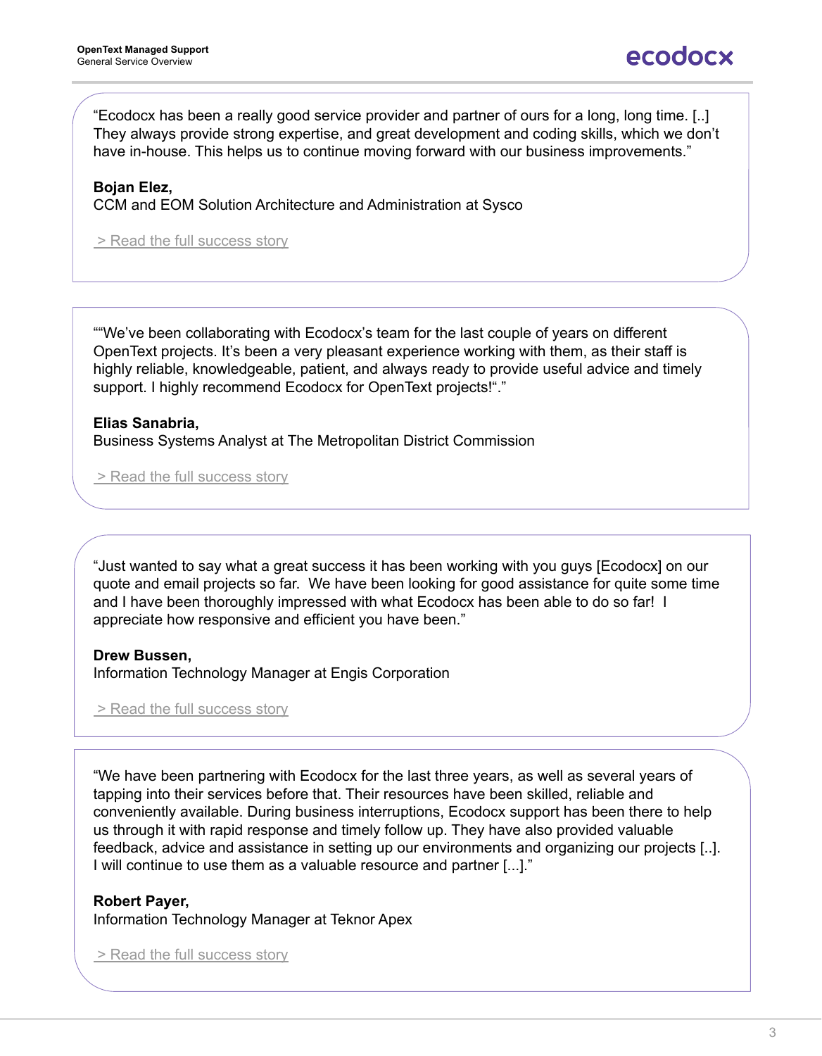"Ecodocx has been a really good service provider and partner of ours for a long, long time. [..] They always provide strong expertise, and great development and coding skills, which we don't have in-house. This helps us to continue moving forward with our business improvements."

**Bojan Elez,**
CCM and EOM Solution Architecture and Administration at Sysco

> Read the full success story

""We've been collaborating with Ecodocx's team for the last couple of years on different OpenText projects. It's been a very pleasant experience working with them, as their staff is highly reliable, knowledgeable, patient, and always ready to provide useful advice and timely support. I highly recommend Ecodocx for OpenText projects!"."

**Elias Sanabria,**
Business Systems Analyst at The Metropolitan District Commission

> Read the full success story

"Just wanted to say what a great success it has been working with you guys [Ecodocx] on our quote and email projects so far. We have been looking for good assistance for quite some time and I have been thoroughly impressed with what Ecodocx has been able to do so far! I appreciate how responsive and efficient you have been."

**Drew Bussen,**
Information Technology Manager at Engis Corporation

> Read the full success story

"We have been partnering with Ecodocx for the last three years, as well as several years of tapping into their services before that. Their resources have been skilled, reliable and conveniently available. During business interruptions, Ecodocx support has been there to help us through it with rapid response and timely follow up. They have also provided valuable feedback, advice and assistance in setting up our environments and organizing our projects [..]. I will continue to use them as a valuable resource and partner [...]."

**Robert Payer,**
Information Technology Manager at Teknor Apex

> Read the full success story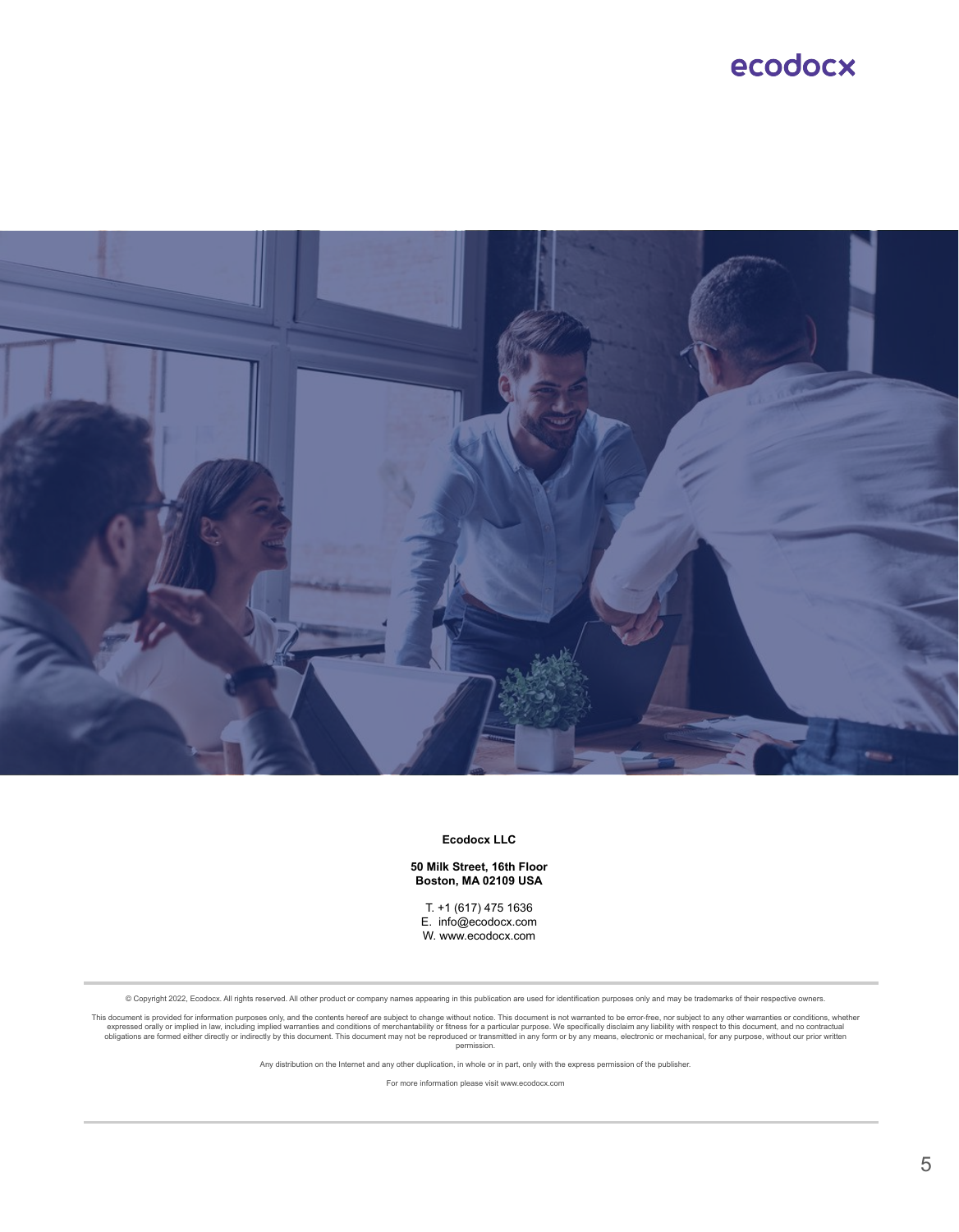ecodocx

**Ecodocx LLC**

**50 Milk Street, 16th Floor**
**Boston, MA 02109 USA**

T. +1 (617) 475 1636
E. info@ecodocx.com
W. www.ecodocx.com

© Copyright 2022, Ecodocx. All rights reserved. All other product or company names appearing in this publication are used for identification purposes only and may be trademarks of their respective owners.

This document is provided for information purposes only, and the contents hereof are subject to change without notice. This document is not warranted to be error-free, nor subject to any other warranties or conditions, whether expressed orally or implied in law, including implied warranties and conditions of merchantability or fitness for a particular purpose. We specifically disclaim any liability with respect to this document, and no contractual obligations are formed either directly or indirectly by this document. This document may not be reproduced or transmitted in any form or by any means, electronic or mechanical, for any purpose, without our prior written permission.

Any distribution on the Internet and any other duplication, in whole or in part, only with the express permission of the publisher.

For more information please visit www.ecodocx.com